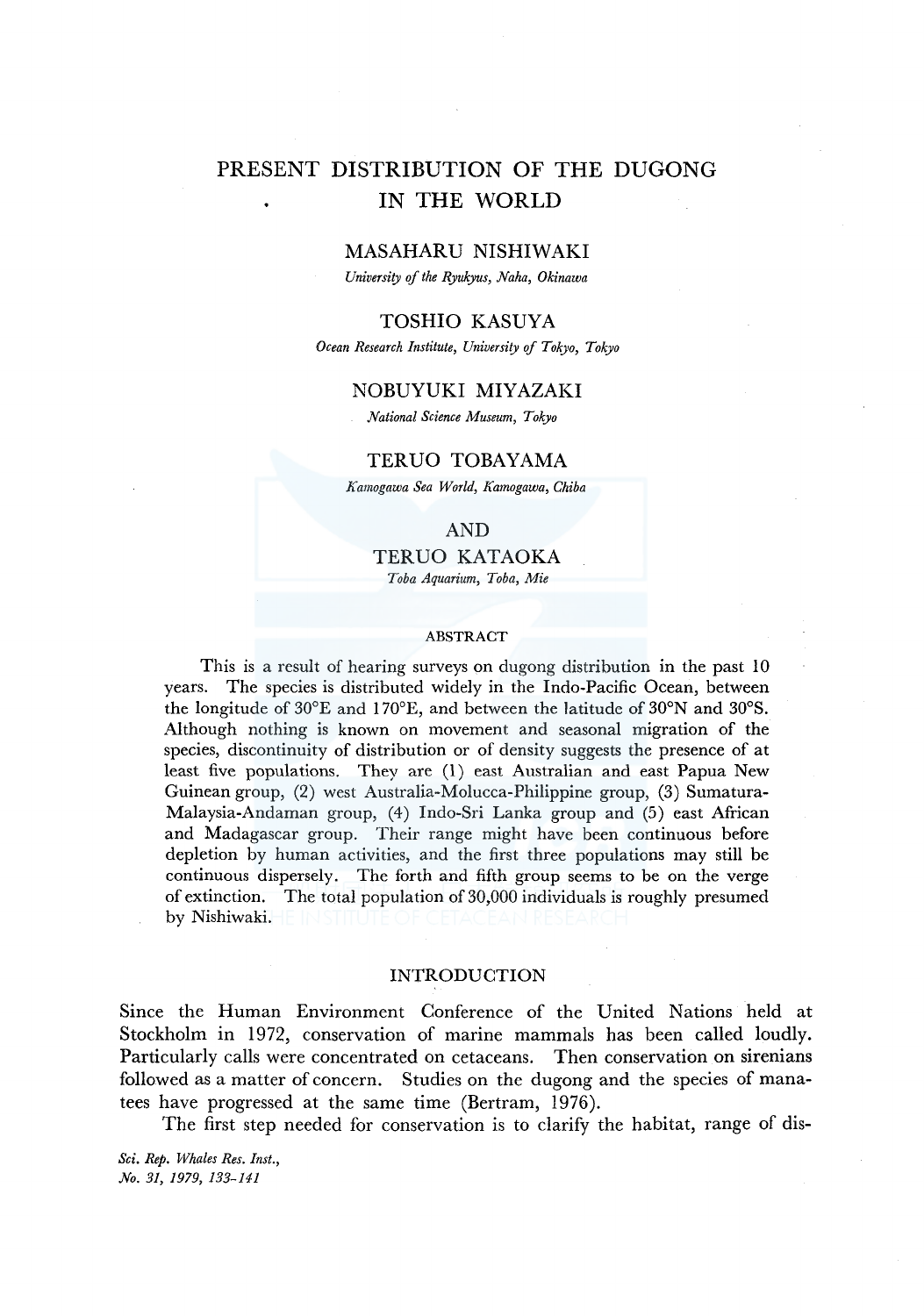# PRESENT DISTRIBUTION OF THE DUGONG IN THE WORLD

MASAHARU NISHIWAKI

*University of the Ryukyus, Naha, Okinawa*

TOSHIO KASUYA

*Ocean Research Institute, University of Tokyo, Tokyo*

NOBUYUKI MIYAZAKI

*National Science Museum, Tokyo*

TERUO TOBAYAMA

*Kamogawa Sea World, Kamogawa, Chiba*

AND

TERUO KATAOKA

*Toba Aquarium, Toba, Mie*

## ABSTRACT

This is a result of hearing surveys on dugong distribution in the past 10 years. The species is distributed widely in the Indo-Pacific Ocean, between the longitude of 30°E and 170°E, and between the latitude of 30°N and 30°S. Although nothing is known on movement and seasonal migration of the species, discontinuity of distribution or of density suggests the presence of at least five populations. They are (1) east Australian and east Papua New Guinean group, (2) west Australia-Molucca-Philippine group, (3) Sumatura-Malaysia-Andaman group, (4) Indo-Sri Lanka group and (5) east African and Madagascar group. Their range might have been continuous before depletion by human activities, and the first three populations may still be continuous dispersely. The forth and fifth group seems to be on the verge of extinction. The total population of 30,000 individuals is roughly presumed by Nishiwaki.

## INTRODUCTION

Since the Human Environment Conference of the United Nations held at Stockholm in 1972, conservation of marine mammals has been called loudly. Particularly calls were concentrated on cetaceans. Then conservation on sirenians followed as a matter of concern. Studies on the dugong and the species of manatees have progressed at the same time (Bertram, 1976).

The first step needed for conservation is to clarify the habitat, range of dis-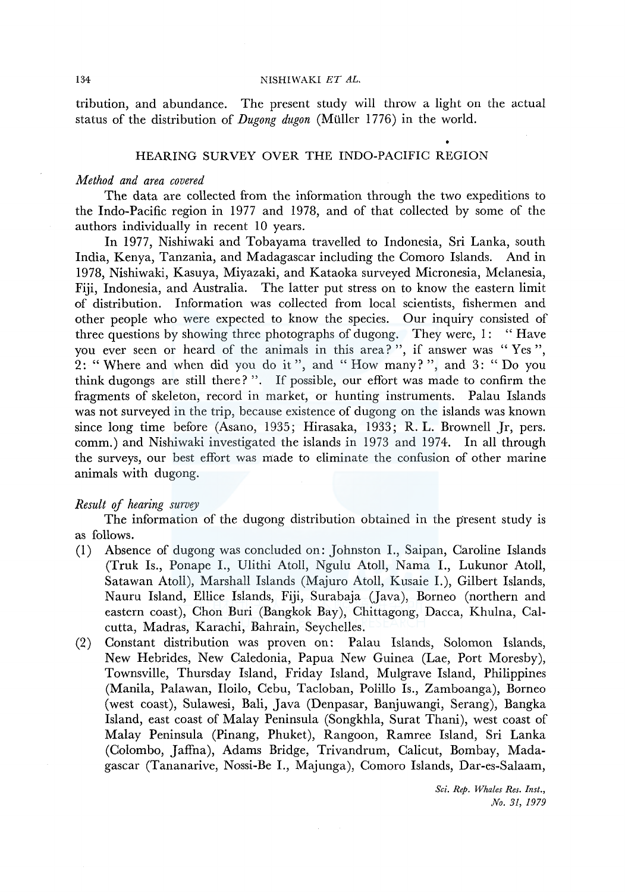tribution, and abundance. The present study will throw a light on the actual status of the distribution of *Dugong dugon* (Müller 1776) in the world.

## HEARING SURVEY OVER THE INDO-PACIFIC REGION

### *Method and area covered*

The data are collected from the information through the two expeditions to the Indo-Pacific region in 1977 and 1978, and of that collected by some of the authors individually in recent 10 years.

In 1977, Nishiwaki and Tobayama travelled to Indonesia, Sri Lanka, south India, Kenya, Tanzania, and Madagascar including the Comoro Islands. And in 1978, Nishiwaki, Kasuya, Miyazaki, and Kataoka surveyed Micronesia, Melanesia, Fiji, Indonesia, and Australia. The latter put stress on to know the eastern limit of distribution. Information was collected from local scientists, fishermen and other people who were expected to know the species. Our inquiry consisted of three questions by showing three photographs of dugong. They were, 1: "Have you ever seen or heard of the animals in this area?", if answer was "Yes", 2: "Where and when did you do it", and "How many?", and 3: "Do you think dugongs are still there?". If possible, our effort was made to confirm the fragments of skeleton, record in market, or hunting instruments. Palau Islands was not surveyed in the trip, because existence of dugong on the islands was known since long time before (Asano, 1935; Hirasaka, 1933; R. L. Brownell Jr, pers. comm.) and Nishiwaki investigated the islands in 1973 and 1974. In all through the surveys, our best effort was made to eliminate the confusion of other marine animals with dugong.

### *Result of hearing survey*

The information of the dugong distribution obtained in the present study is as follows.

(1) Absence of dugong was concluded on: Johnston I., Saipan, Caroline Islands (Truk Is., Ponape I., Ulithi Atoll, Ngulu Atoll, Nama I., Lukunor Atoll, Satawan Atoll), Marshall Islands (Majuro Atoll, Kusaie I.), Gilbert Islands, Nauru Island, Ellice Islands, Fiji, Surabaja (Java), Borneo (northern and eastern coast), Chon Buri (Bangkok Bay), Chittagong, Dacca, Khulna, Calcutta, Madras, Karachi, Bahrain, Seychelles.

(2) Constant distribution was proven on: Palau Islands, Solomon Islands, New Hebrides, New Caledonia, Papua New Guinea (Lae, Port Moresby), Townsville, Thursday Island, Friday Island, Mulgrave Island, Philippines (Manila, Palawan, Iloilo, Cebu, Tacloban, Polillo Is., Zamboanga), Borneo (west coast), Sulawesi, Bali, Java (Denpasar, Banjuwangi, Serang), Bangka Island, east coast of Malay Peninsula (Songkhla, Surat Thani), west coast of Malay Peninsula (Pinang, Phuket), Rangoon, Ramree Island, Sri Lanka (Colombo, Jaffna), Adams Bridge, Trivandrum, Calicut, Bombay, Madagascar (Tananarive, Nossi-Be I., Majunga), Comoro Islands, Dar-es-Salaam,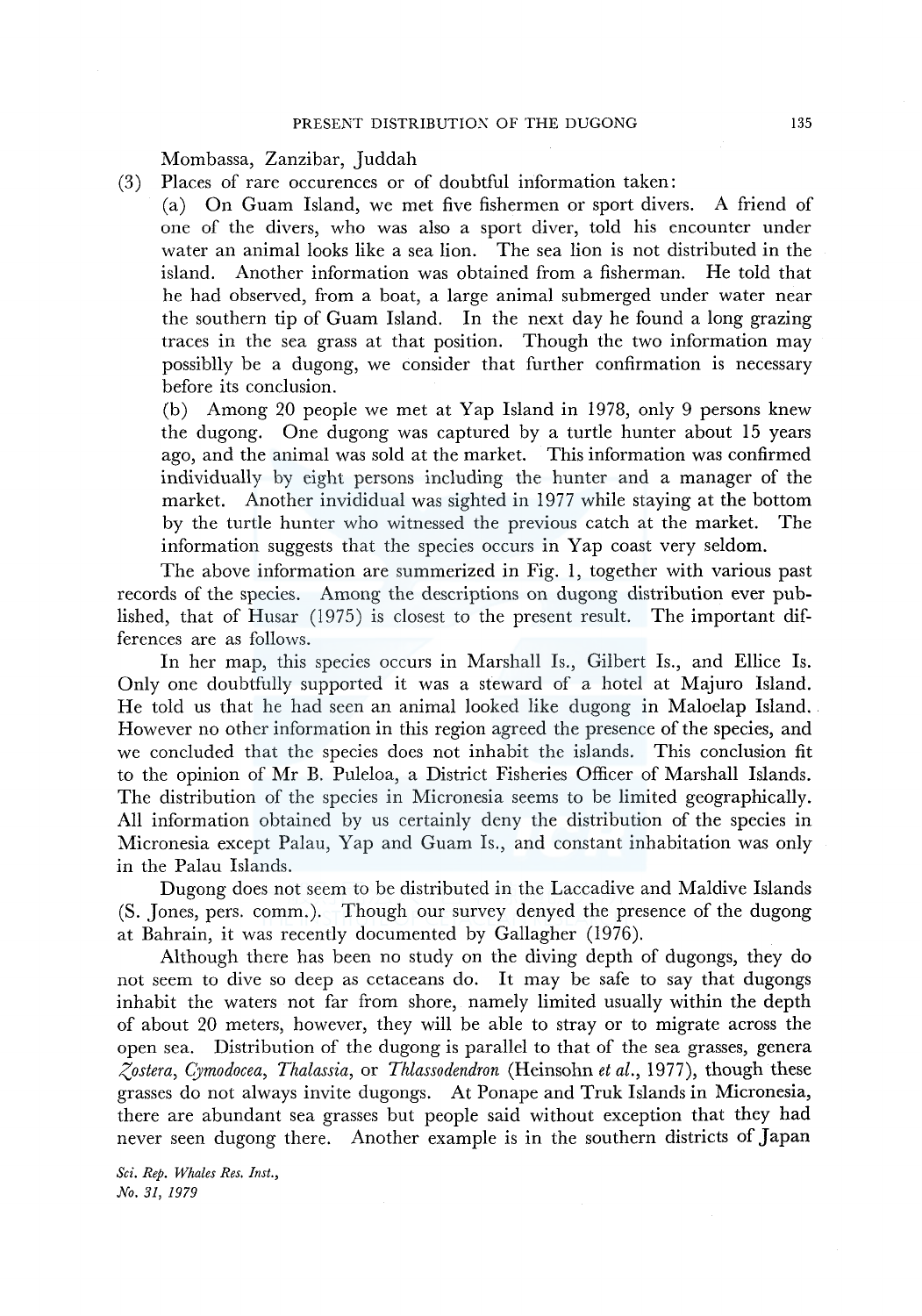Mombassa, Zanzibar, Juddah

(3) Places of rare occurences or of doubtful information taken:

(a) On Guam Island, we met five fishermen or sport divers. A friend of one of the divers, who was also a sport diver, told his encounter under water an animal looks like a sea lion. The sea lion is not distributed in the island. Another information was obtained from a fisherman. He told that he had observed, from a boat, a large animal submerged under water near the southern tip of Guam Island. In the next day he found a long grazing traces in the sea grass at that position. Though the two information may possiblly be a dugong, we consider that further confirmation is necessary before its conclusion.

(b) Among 20 people we met at Yap Island in 1978, only 9 persons knew the dugong. One dugong was captured by a turtle hunter about 15 years ago, and the animal was sold at the market. This information was confirmed individually by eight persons including the hunter and a manager of the market. Another invididual was sighted in 1977 while staying at the bottom by the turtle hunter who witnessed the previous catch at the market. The information suggests that the species occurs in Yap coast very seldom.

The above information are summerized in Fig. 1, together with various past records of the species. Among the descriptions on dugong distribution ever published, that of Husar (1975) is closest to the present result. The important differences are as follows.

In her map, this species occurs in Marshall Is., Gilbert Is., and Ellice Is. Only one doubtfully supported it was a steward of a hotel at Majuro Island. He told us that he had seen an animal looked like dugong in Maloelap Island. However no other information in this region agreed the presence of the species, and we concluded that the species does not inhabit the islands. This conclusion fit to the opinion of Mr B. Puleloa, a District Fisheries Officer of Marshall Islands. The distribution of the species in Micronesia seems to be limited geographically. All information obtained by us certainly deny the distribution of the species in Micronesia except Palau, Yap and Guam Is., and constant inhabitation was only in the Palau Islands.

Dugong does not seem to be distributed in the Laccadive and Maldive Islands (S. Jones, pers. comm.). Though our survey denyed the presence of the dugong at Bahrain, it was recently documented by Gallagher (1976).

Although there has been no study on the diving depth of dugongs, they do not seem to dive so deep as cetaceans do. It may be safe to say that dugongs inhabit the waters not far from shore, namely limited usually within the depth of about 20 meters, however, they will be able to stray or to migrate across the open sea. Distribution of the dugong is parallel to that of the sea grasses, genera *Zostera*, *Cymodocea*, *Thalassia*, or *Thlassodendron* (Heinsohn *et al.*, 1977), though these grasses do not always invite dugongs. At Ponape and Truk Islands in Micronesia, there are abundant sea grasses but people said without exception that they had never seen dugong there. Another example is in the southern districts of Japan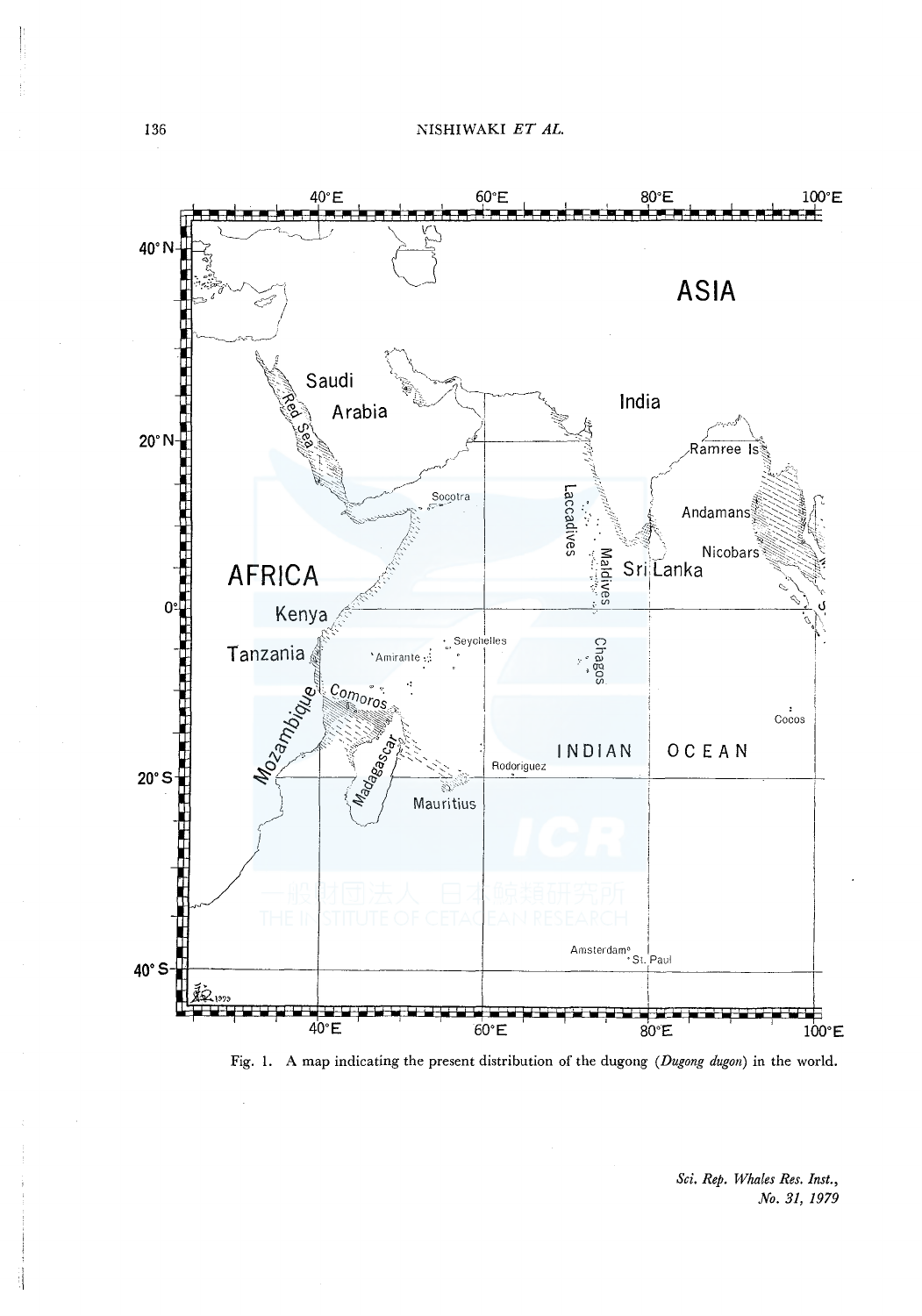Fig. 1. A map indicating the present distribution of the dugong (*Dugong dugon*) in the world.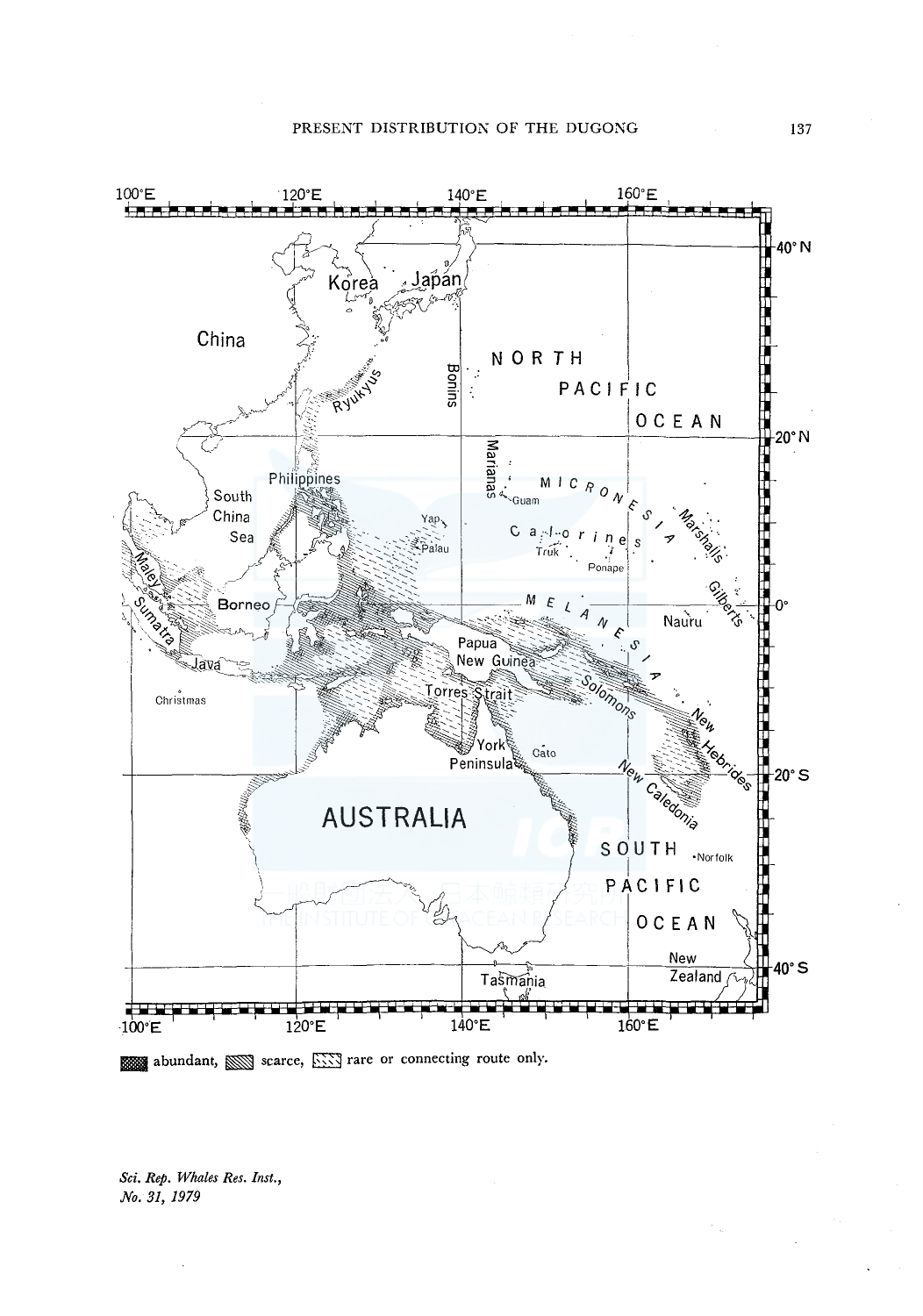abundant, scarce, rare or connecting route only.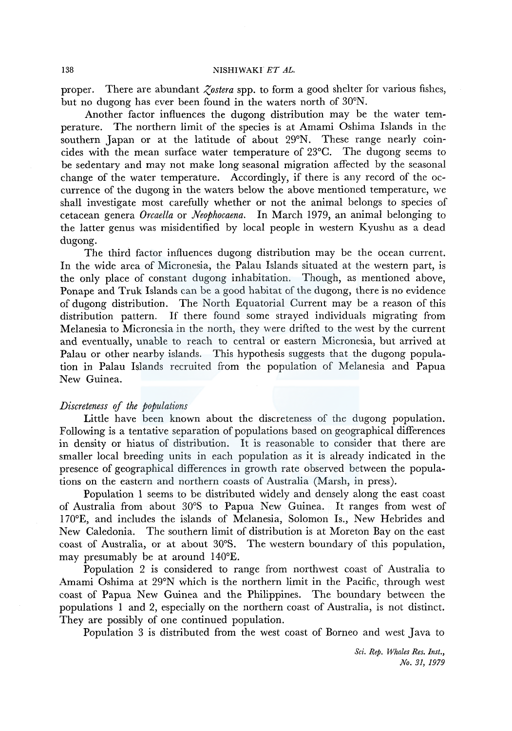proper. There are abundant *Zostera* spp. to form a good shelter for various fishes, but no dugong has ever been found in the waters north of 30°N.

Another factor influences the dugong distribution may be the water temperature. The northern limit of the species is at Amami Oshima Islands in the southern Japan or at the latitude of about 29°N. These range nearly coincides with the mean surface water temperature of 23°C. The dugong seems to be sedentary and may not make long seasonal migration affected by the seasonal change of the water temperature. Accordingly, if there is any record of the occurrence of the dugong in the waters below the above mentioned temperature, we shall investigate most carefully whether or not the animal belongs to species of cetacean genera *Orcaella* or *Neophocaena*. In March 1979, an animal belonging to the latter genus was misidentified by local people in western Kyushu as a dead dugong.

The third factor influences dugong distribution may be the ocean current. In the wide area of Micronesia, the Palau Islands situated at the western part, is the only place of constant dugong inhabitation. Though, as mentioned above, Ponape and Truk Islands can be a good habitat of the dugong, there is no evidence of dugong distribution. The North Equatorial Current may be a reason of this distribution pattern. If there found some strayed individuals migrating from Melanesia to Micronesia in the north, they were drifted to the west by the current and eventually, unable to reach to central or eastern Micronesia, but arrived at Palau or other nearby islands. This hypothesis suggests that the dugong population in Palau Islands recruited from the population of Melanesia and Papua New Guinea.

*Discreteness of the populations*

Little have been known about the discreteness of the dugong population. Following is a tentative separation of populations based on geographical differences in density or hiatus of distribution. It is reasonable to consider that there are smaller local breeding units in each population as it is already indicated in the presence of geographical differences in growth rate observed between the populations on the eastern and northern coasts of Australia (Marsh, in press).

Population 1 seems to be distributed widely and densely along the east coast of Australia from about 30°S to Papua New Guinea. It ranges from west of 170°E, and includes the islands of Melanesia, Solomon Is., New Hebrides and New Caledonia. The southern limit of distribution is at Moreton Bay on the east coast of Australia, or at about 30°S. The western boundary of this population, may presumably be at around 140°E.

Population 2 is considered to range from northwest coast of Australia to Amami Oshima at 29°N which is the northern limit in the Pacific, through west coast of Papua New Guinea and the Philippines. The boundary between the populations 1 and 2, especially on the northern coast of Australia, is not distinct. They are possibly of one continued population.

Population 3 is distributed from the west coast of Borneo and west Java to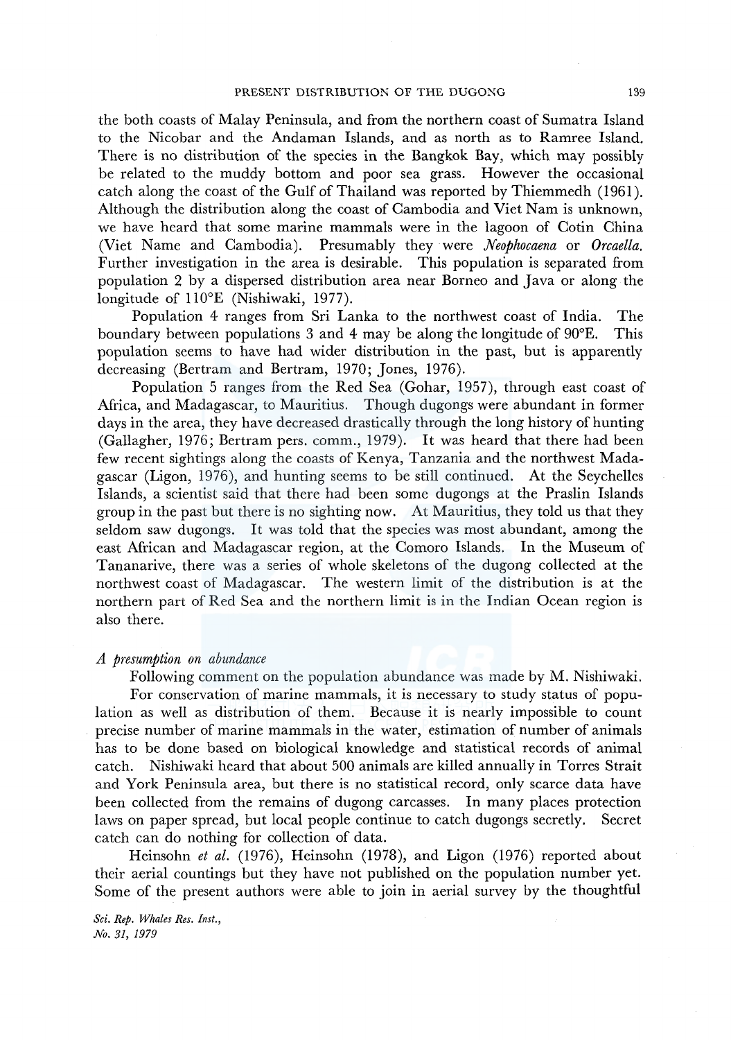the both coasts of Malay Peninsula, and from the northern coast of Sumatra Island to the Nicobar and the Andaman Islands, and as north as to Ramree Island. There is no distribution of the species in the Bangkok Bay, which may possibly be related to the muddy bottom and poor sea grass. However the occasional catch along the coast of the Gulf of Thailand was reported by Thiemmedh (1961). Although the distribution along the coast of Cambodia and Viet Nam is unknown, we have heard that some marine mammals were in the lagoon of Cotin China (Viet Name and Cambodia). Presumably they were *Neophocaena* or *Orcaella.* Further investigation in the area is desirable. This population is separated from population 2 by a dispersed distribution area near Borneo and Java or along the longitude of 110°E (Nishiwaki, 1977).

Population 4 ranges from Sri Lanka to the northwest coast of India. The boundary between populations 3 and 4 may be along the longitude of 90°E. This population seems to have had wider distribution in the past, but is apparently decreasing (Bertram and Bertram, 1970; Jones, 1976).

Population 5 ranges from the Red Sea (Gohar, 1957), through east coast of Africa, and Madagascar, to Mauritius. Though dugongs were abundant in former days in the area, they have decreased drastically through the long history of hunting (Gallagher, 1976; Bertram pers. comm., 1979). It was heard that there had been few recent sightings along the coasts of Kenya, Tanzania and the northwest Madagascar (Ligon, 1976), and hunting seems to be still continued. At the Seychelles Islands, a scientist said that there had been some dugongs at the Praslin Islands group in the past but there is no sighting now. At Mauritius, they told us that they seldom saw dugongs. It was told that the species was most abundant, among the east African and Madagascar region, at the Comoro Islands. In the Museum of Tananarive, there was a series of whole skeletons of the dugong collected at the northwest coast of Madagascar. The western limit of the distribution is at the northern part of Red Sea and the northern limit is in the Indian Ocean region is also there.

*A presumption on abundance*

Following comment on the population abundance was made by M. Nishiwaki.

For conservation of marine mammals, it is necessary to study status of population as well as distribution of them. Because it is nearly impossible to count precise number of marine mammals in the water, estimation of number of animals has to be done based on biological knowledge and statistical records of animal catch. Nishiwaki heard that about 500 animals are killed annually in Torres Strait and York Peninsula area, but there is no statistical record, only scarce data have been collected from the remains of dugong carcasses. In many places protection laws on paper spread, but local people continue to catch dugongs secretly. Secret catch can do nothing for collection of data.

Heinsohn *et al.* (1976), Heinsohn (1978), and Ligon (1976) reported about their aerial countings but they have not published on the population number yet. Some of the present authors were able to join in aerial survey by the thoughtful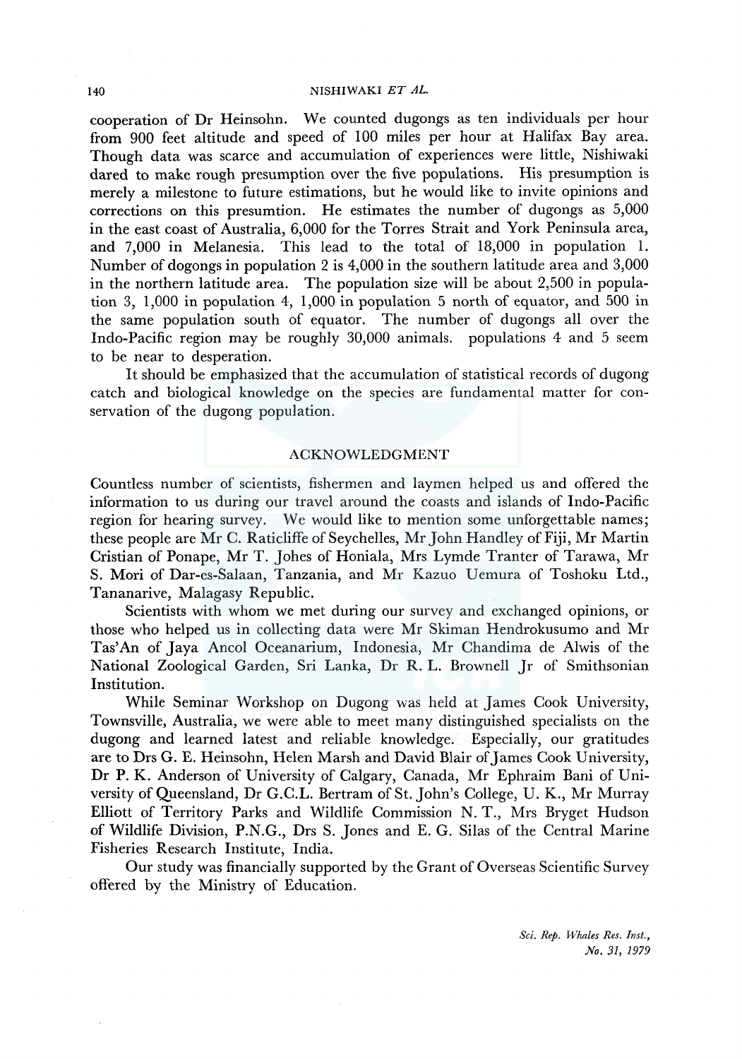cooperation of Dr Heinsohn. We counted dugongs as ten individuals per hour from 900 feet altitude and speed of 100 miles per hour at Halifax Bay area. Though data was scarce and accumulation of experiences were little, Nishiwaki dared to make rough presumption over the five populations. His presumption is merely a milestone to future estimations, but he would like to invite opinions and corrections on this presumtion. He estimates the number of dugongs as 5,000 in the east coast of Australia, 6,000 for the Torres Strait and York Peninsula area, and 7,000 in Melanesia. This lead to the total of 18,000 in population 1. Number of dogongs in population 2 is 4,000 in the southern latitude area and 3,000 in the northern latitude area. The population size will be about 2,500 in population 3, 1,000 in population 4, 1,000 in population 5 north of equator, and 500 in the same population south of equator. The number of dugongs all over the Indo-Pacific region may be roughly 30,000 animals. populations 4 and 5 seem to be near to desperation.

It should be emphasized that the accumulation of statistical records of dugong catch and biological knowledge on the species are fundamental matter for conservation of the dugong population.

## ACKNOWLEDGMENT

Countless number of scientists, fishermen and laymen helped us and offered the information to us during our travel around the coasts and islands of Indo-Pacific region for hearing survey. We would like to mention some unforgettable names; these people are Mr C. Raticliffe of Seychelles, Mr John Handley of Fiji, Mr Martin Cristian of Ponape, Mr T. Johes of Honiala, Mrs Lymde Tranter of Tarawa, Mr S. Mori of Dar-es-Salaan, Tanzania, and Mr Kazuo Uemura of Toshoku Ltd., Tananarive, Malagasy Republic.

Scientists with whom we met during our survey and exchanged opinions, or those who helped us in collecting data were Mr Skiman Hendrokusumo and Mr Tas'An of Jaya Ancol Oceanarium, Indonesia, Mr Chandima de Alwis of the National Zoological Garden, Sri Lanka, Dr R. L. Brownell Jr of Smithsonian Institution.

While Seminar Workshop on Dugong was held at James Cook University, Townsville, Australia, we were able to meet many distinguished specialists on the dugong and learned latest and reliable knowledge. Especially, our gratitudes are to Drs G. E. Heinsohn, Helen Marsh and David Blair of James Cook University, Dr P. K. Anderson of University of Calgary, Canada, Mr Ephraim Bani of University of Queensland, Dr G.C.L. Bertram of St. John's College, U. K., Mr Murray Elliott of Territory Parks and Wildlife Commission N. T., Mrs Bryget Hudson of Wildlife Division, P.N.G., Drs S. Jones and E. G. Silas of the Central Marine Fisheries Research Institute, India.

Our study was financially supported by the Grant of Overseas Scientific Survey offered by the Ministry of Education.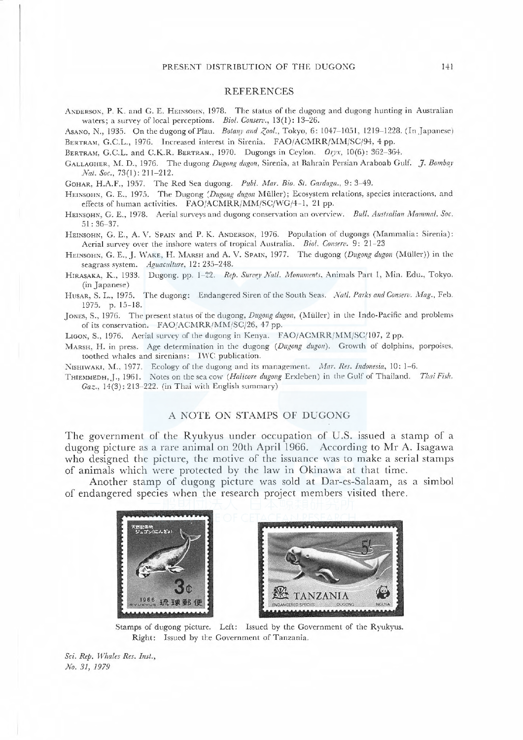## REFERENCES

Anderson, P. K. and G. E. Heinsohn, 1978. The status of the dugong and dugong hunting in Australian waters; a survey of local perceptions. *Biol. Conserv.*, 13(1): 13–26.

Asano, N., 1935. On the dugong of Plau. *Botany and Zool.*, Tokyo, 6: 1047–1051, 1219–1228. (In Japanese)

Bertram, G.C.L., 1976. Increased interest in Sirenia. FAO/ACMRR/MM/SC/94, 4 pp.

Bertram, G.C.L. and C.K.R. Bertram., 1970. Dugongs in Ceylon. *Oryx*, 10(6): 362–364.

Gallagher, M. D., 1976. The dugong *Dugong dugon*, Sirenia, at Bahrain Persian Araboab Gulf. *J. Bombay Nat. Soc.*, 73(1): 211–212.

Gohar, H.A.F., 1957. The Red Sea dugong. *Publ. Mar. Bio. St. Gardaga.*, 9: 3–49.

Heinsohn, G. E., 1975. The Dugong (*Dugong dugon* Müller); Ecosystem relations, species interactions, and effects of human activities. FAO/ACMRR/MM/SC/WG/4-1, 21 pp.

Heinsohn, G. E., 1978. Aerial surveys and dugong conservation an overview. *Bull. Australian Mammal. Soc.* 51: 36–37.

Heinsohn, G. E., A. V. Spain and P. K. Anderson, 1976. Population of dugongs (Mammalia: Sirenia): Aerial survey over the inshore waters of tropical Australia. *Biol. Conserv.* 9: 21–23

Heinsohn, G. E., J. Wake, H. Marsh and A. V. Spain, 1977. The dugong (*Dugong dugon* (Müller)) in the seagrass system. *Aguaculture*, 12: 235–248.

Hirasaka, K., 1933. Dugong. pp. 1–22. *Rep. Survey Natl. Monuments*, Animals Part I, Min. Edu., Tokyo. (in Japanese)

Husar, S. L., 1975. The dugong: Endangered Siren of the South Seas. *Natl. Parks and Conserv. Mag.*, Feb. 1975. p. 15–18.

Jones, S., 1976. The present status of the dugong, *Dugong dugon*, (Müller) in the Indo-Pacific and problems of its conservation. FAO/ACMRR/MM/SC/26, 47 pp.

Ligon, S., 1976. Aerial survey of the dugong in Kenya. FAO/ACMRR/MM/SC/107, 2 pp.

Marsh, H. in press. Age determination in the dugong (*Dugong dugon*). Growth of dolphins, porpoises, toothed whales and sirenians: IWC publication.

Nishiwaki, M., 1977. Ecology of the dugong and its management. *Mar. Res. Indonesia*, 10: 1–6.

Thiemmedh, J., 1961. Notes on the sea cow (*Halicore dugong* Erxleben) in the Gulf of Thailand. *Thai Fish. Gaz.*, 14(3): 213–222. (in Thai with English summary)

## A NOTE ON STAMPS OF DUGONG

The government of the Ryukyus under occupation of U.S. issued a stamp of a dugong picture as a rare animal on 20th April 1966. According to Mr A. Isagawa who designed the picture, the motive of the issuance was to make a serial stamps of animals which were protected by the law in Okinawa at that time.

Another stamp of dugong picture was sold at Dar-es-Salaam, as a simbol of endangered species when the research project members visited there.

Stamps of dugong picture. Left: Issued by the Government of the Ryukyus. Right: Issued by the Government of Tanzania.